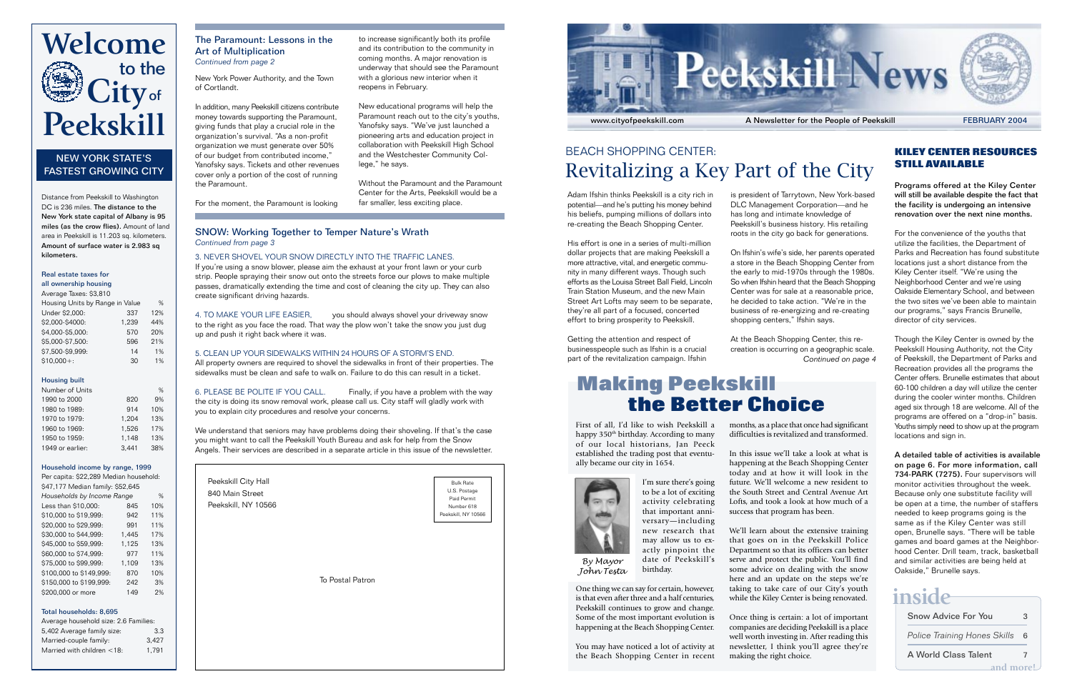# Welcome to the City of Peekskill

## NEW YORK STATE'S FASTEST GROWING CITY

Distance from Peekskill to Washington DC is 236 miles. **The distance to the New York state capital of Albany is 95 miles (as the crow flies).** Amount of land area in Peekskill is 11.203 sq. kilometers. **Amount of surface water is 2.983 sq kilometers.**

### Real estate taxes for all ownership housing

Average Taxes: $3,810

| Housing Units by Range in Value | | % |
|---|---|---|
| Under $2,000: | 337 | 12% |
| $2,000-$4000: | 1,239 | 44% |
| $4,000-$5,000: | 570 | 20% |
| $5,000-$7,500: | 596 | 21% |
| $7,500-$9,999: | 14 | 1% |
| $10,000+: | 30 | 1% |

### Housing built

| Number of Units | | % |
|---|---|---|
| 1990 to 2000 | 820 | 9% |
| 1980 to 1989: | 914 | 10% |
| 1970 to 1979: | 1,204 | 13% |
| 1960 to 1969: | 1,526 | 17% |
| 1950 to 1959: | 1,148 | 13% |
| 1949 or earlier: | 3,441 | 38% |

### Household income by range, 1999

Per capita: $22,289 Median household: $47,177 Median family: $52,645

| *Households by Income Range* | | % |
|---|---|---|
| Less than $10,000: | 845 | 10% |
| $10,000 to $19,999: | 942 | 11% |
| $20,000 to $29,999: | 991 | 11% |
| $30,000 to $44,999: | 1,445 | 17% |
| $45,000 to $59,999: | 1,125 | 13% |
| $60,000 to $74,999: | 977 | 11% |
| $75,000 to $99,999: | 1,109 | 13% |
| $100,000 to $149,999: | 870 | 10% |
| $150,000 to $199,999: | 242 | 3% |
| $200,000 or more | 149 | 2% |

### Total households: 8,695

| Average household size: 2.6 Families: | |
|---|---|
| 5,402 Average family size: | 3.3 |
| Married-couple family: | 3,427 |
| Married with children <18: | 1,791 |

## The Paramount: Lessons in the Art of Multiplication

*Continued from page 2*

New York Power Authority, and the Town of Cortlandt.

In addition, many Peekskill citizens contribute money towards supporting the Paramount, giving funds that play a crucial role in the organization's survival. "As a non-profit organization we must generate over 50% of our budget from contributed income," Yanofsky says. Tickets and other revenues cover only a portion of the cost of running the Paramount.

For the moment, the Paramount is looking to increase significantly both its profile and its contribution to the community in coming months. A major renovation is underway that should see the Paramount with a glorious new interior when it reopens in February.

New educational programs will help the Paramount reach out to the city's youths, Yanofsky says. "We've just launched a pioneering arts and education project in collaboration with Peekskill High School and the Westchester Community College," he says.

Without the Paramount and the Paramount Center for the Arts, Peekskill would be a far smaller, less exciting place.

## SNOW: Working Together to Temper Nature's Wrath

*Continued from page 3*

3. NEVER SHOVEL YOUR SNOW DIRECTLY INTO THE TRAFFIC LANES.
If you're using a snow blower, please aim the exhaust at your front lawn or your curb strip. People spraying their snow out onto the streets force our plows to make multiple passes, dramatically extending the time and cost of cleaning the city up. They can also create significant driving hazards.

4. TO MAKE YOUR LIFE EASIER, you should always shovel your driveway snow to the right as you face the road. That way the plow won't take the snow you just dug up and push it right back where it was.

5. CLEAN UP YOUR SIDEWALKS WITHIN 24 HOURS OF A STORM'S END.
All property owners are required to shovel the sidewalks in front of their properties. The sidewalks must be clean and safe to walk on. Failure to do this can result in a ticket.

6. PLEASE BE POLITE IF YOU CALL. Finally, if you have a problem with the way the city is doing its snow removal work, please call us. City staff will gladly work with you to explain city procedures and resolve your concerns.

We understand that seniors may have problems doing their shoveling. If that's the case you might want to call the Peekskill Youth Bureau and ask for help from the Snow Angels. Their services are described in a separate article in this issue of the newsletter.

Peekskill City Hall
840 Main Street
Peekskill, NY 10566

Bulk Rate
U.S. Postage
Paid Permit
Number 618
Peekskill, NY 10566

To Postal Patron

# Peekskill News

www.cityofpeekskill.com — A Newsletter for the People of Peekskill — FEBRUARY 2004

## BEACH SHOPPING CENTER: Revitalizing a Key Part of the City

Adam Ifshin thinks Peekskill is a city rich in potential—and he's putting his money behind his beliefs, pumping millions of dollars into re-creating the Beach Shopping Center.

His effort is one in a series of multi-million dollar projects that are making Peekskill a more attractive, vital, and energetic community in many different ways. Though such efforts as the Louisa Street Ball Field, Lincoln Train Station Museum, and the new Main Street Art Lofts may seem to be separate, they're all part of a focused, concerted effort to bring prosperity to Peekskill.

Getting the attention and respect of businesspeople such as Ifshin is a crucial part of the revitalization campaign. Ifshin is president of Tarrytown, New York-based DLC Management Corporation—and he has long and intimate knowledge of Peekskill's business history. His retailing roots in the city go back for generations.

On Ifshin's wife's side, her parents operated a store in the Beach Shopping Center from the early to mid-1970s through the 1980s. So when Ifshin heard that the Beach Shopping Center was for sale at a reasonable price, he decided to take action. "We're in the business of re-energizing and re-creating shopping centers," Ifshin says.

At the Beach Shopping Center, this re-creation is occurring on a geographic scale.

*Continued on page 4*

## Making Peekskill the Better Choice

First of all, I'd like to wish Peekskill a happy 350[th] birthday. According to many of our local historians, Jan Peeck established the trading post that eventually became our city in 1654.

I'm sure there's going to be a lot of exciting activity celebrating that important anniversary—including new research that may allow us to exactly pinpoint the date of Peekskill's birthday.

*By Mayor John Testa*

One thing we can say for certain, however, is that even after three and a half centuries, Peekskill continues to grow and change. Some of the most important evolution is happening at the Beach Shopping Center.

You may have noticed a lot of activity at the Beach Shopping Center in recent months, as a place that once had significant difficulties is revitalized and transformed.

In this issue we'll take a look at what is happening at the Beach Shopping Center today and at how it will look in the future. We'll welcome a new resident to the South Street and Central Avenue Art Lofts, and took a look at how much of a success that program has been.

We'll learn about the extensive training that goes on in the Peekskill Police Department so that its officers can better serve and protect the public. You'll find some advice on dealing with the snow here and an update on the steps we're taking to take care of our City's youth while the Kiley Center is being renovated.

Once thing is certain: a lot of important companies are deciding Peekskill is a place well worth investing in. After reading this newsletter, I think you'll agree they're making the right choice.

## KILEY CENTER RESOURCES STILL AVAILABLE

**Programs offered at the Kiley Center will still be available despite the fact that the facility is undergoing an intensive renovation over the next nine months.**

For the convenience of the youths that utilize the facilities, the Department of Parks and Recreation has found substitute locations just a short distance from the Kiley Center itself. "We're using the Neighborhood Center and we're using Oakside Elementary School, and between the two sites we've been able to maintain our programs," says Francis Brunelle, director of city services.

Though the Kiley Center is owned by the Peekskill Housing Authority, not the City of Peekskill, the Department of Parks and Recreation provides all the programs the Center offers. Brunelle estimates that about 60-100 children a day will utilize the center during the cooler winter months. Children aged six through 18 are welcome. All of the programs are offered on a "drop-in" basis. Youths simply need to show up at the program locations and sign in.

**A detailed table of activities is available on page 6. For more information, call 734-PARK (7275).** Four supervisors will monitor activities throughout the week. Because only one substitute facility will be open at a time, the number of staffers needed to keep programs going is the same as if the Kiley Center was still open, Brunelle says. "There will be table games and board games at the Neighborhood Center. Drill team, track, basketball and similar activities are being held at Oakside," Brunelle says.

## inside

| | |
|---|---|
| Snow Advice For You | 3 |
| *Police Training Hones Skills* | 6 |
| A World Class Talent | 7 |

and more!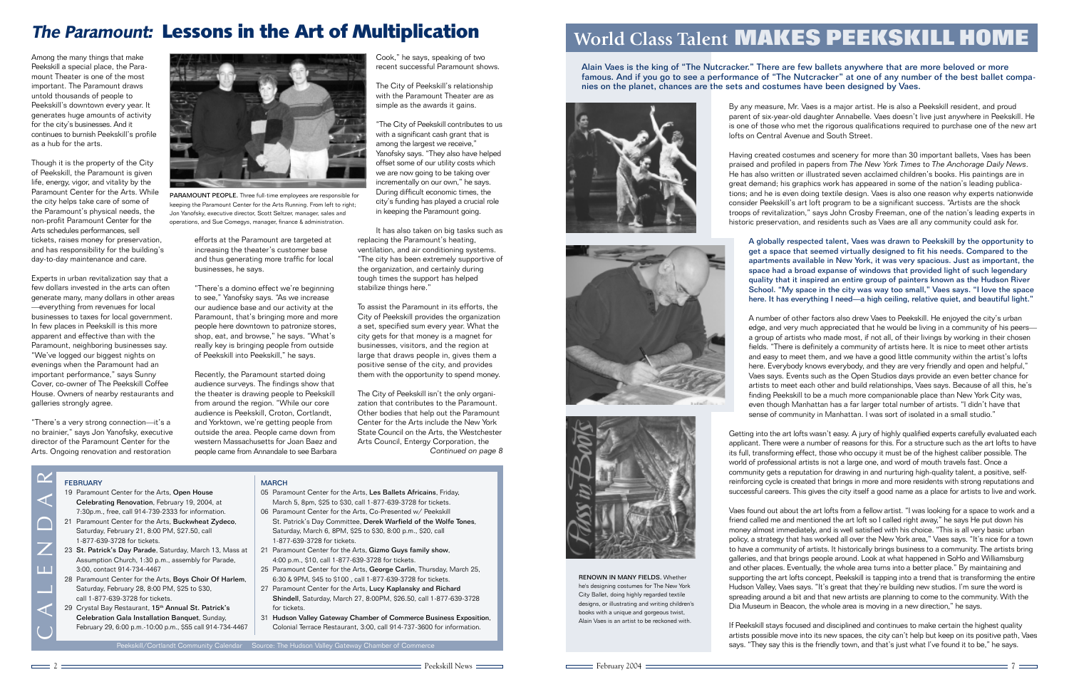# *The Paramount:* Lessons in the Art of Multiplication

Among the many things that make Peekskill a special place, the Paramount Theater is one of the most important. The Paramount draws untold thousands of people to Peekskill's downtown every year. It generates huge amounts of activity for the city's businesses. And it continues to burnish Peekskill's profile as a hub for the arts.

Though it is the property of the City of Peekskill, the Paramount is given life, energy, vigor, and vitality by the Paramount Center for the Arts. While the city helps take care of some of the Paramount's physical needs, the non-profit Paramount Center for the Arts schedules performances, sell tickets, raises money for preservation, and has responsibility for the building's day-to-day maintenance and care.

Experts in urban revitalization say that a few dollars invested in the arts can often generate many, many dollars in other areas —everything from revenues for local businesses to taxes for local government. In few places in Peekskill is this more apparent and effective than with the Paramount, neighboring businesses say. "We've logged our biggest nights on evenings when the Paramount had an important performance," says Sunny Cover, co-owner of The Peekskill Coffee House. Owners of nearby restaurants and galleries strongly agree.

"There's a very strong connection—it's a no brainier," says Jon Yanofsky, executive director of the Paramount Center for the Arts. Ongoing renovation and restoration efforts at the Paramount are targeted at increasing the theater's customer base and thus generating more traffic for local businesses, he says.

**PARAMOUNT PEOPLE.** Three full-time employees are responsible for keeping the Paramount Center for the Arts Running. From left to right; Jon Yanofsky, executive director, Scott Seltzer, manager, sales and operations, and Sue Comegys, manager, finance & administration.

"There's a domino effect we're beginning to see," Yanofsky says. "As we increase our audience base and our activity at the Paramount, that's bringing more and more people here downtown to patronize stores, shop, eat, and browse," he says. "What's really key is bringing people from outside of Peekskill into Peekskill," he says.

Recently, the Paramount started doing audience surveys. The findings show that the theater is drawing people to Peekskill from around the region. "While our core audience is Peekskill, Croton, Cortlandt, and Yorktown, we're getting people from outside the area. People came down from western Massachusetts for Joan Baez and people came from Annandale to see Barbara Cook," he says, speaking of two recent successful Paramount shows.

The City of Peekskill's relationship with the Paramount Theater are as simple as the awards it gains.

"The City of Peekskill contributes to us with a significant cash grant that is among the largest we receive," Yanofsky says. "They also have helped offset some of our utility costs which we are now going to be taking over incrementally on our own," he says. During difficult economic times, the city's funding has played a crucial role in keeping the Paramount going.

It has also taken on big tasks such as replacing the Paramount's heating, ventilation, and air conditioning systems. "The city has been extremely supportive of the organization, and certainly during tough times the support has helped stabilize things here."

To assist the Paramount in its efforts, the City of Peekskill provides the organization a set, specified sum every year. What the city gets for that money is a magnet for businesses, visitors, and the region at large that draws people in, gives them a positive sense of the city, and provides them with the opportunity to spend money.

The City of Peekskill isn't the only organization that contributes to the Paramount. Other bodies that help out the Paramount Center for the Arts include the New York State Council on the Arts, the Westchester Arts Council, Entergy Corporation, the *Continued on page 8*

## CALENDAR

**FEBRUARY**

- 19 Paramount Center for the Arts, **Open House Celebrating Renovation**, February 19, 2004, at 7:30p.m., free, call 914-739-2333 for information.
- 21 Paramount Center for the Arts, **Buckwheat Zydeco**, Saturday, February 21, 8:00 PM, $27.50, call 1-877-639-3728 for tickets.
- 23 **St. Patrick's Day Parade**, Saturday, March 13, Mass at Assumption Church, 1:30 p.m., assembly for Parade, 3:00, contact 914-734-4467
- 28 Paramount Center for the Arts, **Boys Choir Of Harlem**, Saturday, February 28, 8:00 PM, $25 to $30, call 1-877-639-3728 for tickets.
- 29 Crystal Bay Restaurant, **15th Annual St. Patrick's Celebration Gala Installation Banquet**, Sunday, February 29, 6:00 p.m.-10:00 p.m., $55 call 914-734-4467

**MARCH**

- 05 Paramount Center for the Arts, **Les Ballets Africains**, Friday, March 5, 8pm, $25 to $30, call 1-877-639-3728 for tickets.
- 06 Paramount Center for the Arts, Co-Presented w/ Peekskill St. Patrick's Day Committee, **Derek Warfield of the Wolfe Tones**, Saturday, March 6, 8PM, $25 to $30, 8:00 p.m., $20, call 1-877-639-3728 for tickets.
- 21 Paramount Center for the Arts, **Gizmo Guys family show**, 4:00 p.m., $10, call 1-877-639-3728 for tickets.
- 25 Paramount Center for the Arts, **George Carlin**, Thursday, March 25, 6:30 & 9PM, $45 to $100 , call 1-877-639-3728 for tickets.
- 27 Paramount Center for the Arts, **Lucy Kaplansky and Richard Shindell**, Saturday, March 27, 8:00PM, $26.50, call 1-877-639-3728 for tickets.
- 31 **Hudson Valley Gateway Chamber of Commerce Business Exposition**, Colonial Terrace Restaurant, 3:00, call 914-737-3600 for information.

Peekskill/Cortlandt Community Calendar Source: The Hudson Valley Gateway Chamber of Commerce

# World Class Talent MAKES PEEKSKILL HOME

**Alain Vaes is the king of "The Nutcracker." There are few ballets anywhere that are more beloved or more famous. And if you go to see a performance of "The Nutcracker" at one of any number of the best ballet companies on the planet, chances are the sets and costumes have been designed by Vaes.**

By any measure, Mr. Vaes is a major artist. He is also a Peekskill resident, and proud parent of six-year-old daughter Annabelle. Vaes doesn't live just anywhere in Peekskill. He is one of those who met the rigorous qualifications required to purchase one of the new art lofts on Central Avenue and South Street.

Having created costumes and scenery for more than 30 important ballets, Vaes has been praised and profiled in papers from *The New York Times* to *The Anchorage Daily News*. He has also written or illustrated seven acclaimed children's books. His paintings are in great demand; his graphics work has appeared in some of the nation's leading publications; and he is even doing textile design. Vaes is also one reason why experts nationwide consider Peekskill's art loft program to be a significant success. "Artists are the shock troops of revitalization," says John Crosby Freeman, one of the nation's leading experts in historic preservation, and residents such as Vaes are all any community could ask for.

**A globally respected talent, Vaes was drawn to Peekskill by the opportunity to get a space that seemed virtually designed to fit his needs. Compared to the apartments available in New York, it was very spacious. Just as important, the space had a broad expanse of windows that provided light of such legendary quality that it inspired an entire group of painters known as the Hudson River School. "My space in the city was way too small," Vaes says. "I love the space here. It has everything I need—a high ceiling, relative quiet, and beautiful light."**

A number of other factors also drew Vaes to Peekskill. He enjoyed the city's urban edge, and very much appreciated that he would be living in a community of his peers—a group of artists who made most, if not all, of their livings by working in their chosen fields. "There is definitely a community of artists here. It is nice to meet other artists and easy to meet them, and we have a good little community within the artist's lofts here. Everybody knows everybody, and they are very friendly and open and helpful," Vaes says. Events such as the Open Studios days provide an even better chance for artists to meet each other and build relationships, Vaes says. Because of all this, he's finding Peekskill to be a much more companionable place than New York City was, even though Manhattan has a far larger total number of artists. "I didn't have that sense of community in Manhattan. I was sort of isolated in a small studio."

**RENOWN IN MANY FIELDS.** Whether he's designing costumes for The New York City Ballet, doing highly regarded textile designs, or illustrating and writing children's books with a unique and gorgeous twist, Alain Vaes is an artist to be reckoned with.

Getting into the art lofts wasn't easy. A jury of highly qualified experts carefully evaluated each applicant. There were a number of reasons for this. For a structure such as the art lofts to have its full, transforming effect, those who occupy it must be of the highest caliber possible. The world of professional artists is not a large one, and word of mouth travels fast. Once a community gets a reputation for drawing in and nurturing high-quality talent, a positive, self-reinforcing cycle is created that brings in more and more residents with strong reputations and successful careers. This gives the city itself a good name as a place for artists to live and work.

Vaes found out about the art lofts from a fellow artist. "I was looking for a space to work and a friend called me and mentioned the art loft so I called right away," he says He put down his money almost immediately, and is well satisfied with his choice. "This is all very basic urban policy, a strategy that has worked all over the New York area," Vaes says. "It's nice for a town to have a community of artists. It historically brings business to a community. The artists bring galleries, and that brings people around. Look at what happened in SoHo and Williamsburg and other places. Eventually, the whole area turns into a better place." By maintaining and supporting the art lofts concept, Peekskill is tapping into a trend that is transforming the entire Hudson Valley, Vaes says. "It's great that they're building new studios. I'm sure the word is spreading around a bit and that new artists are planning to come to the community. With the Dia Museum in Beacon, the whole area is moving in a new direction," he says.

If Peekskill stays focused and disciplined and continues to make certain the highest quality artists possible move into its new spaces, the city can't help but keep on its positive path, Vaes says. "They say this is the friendly town, and that's just what I've found it to be," he says.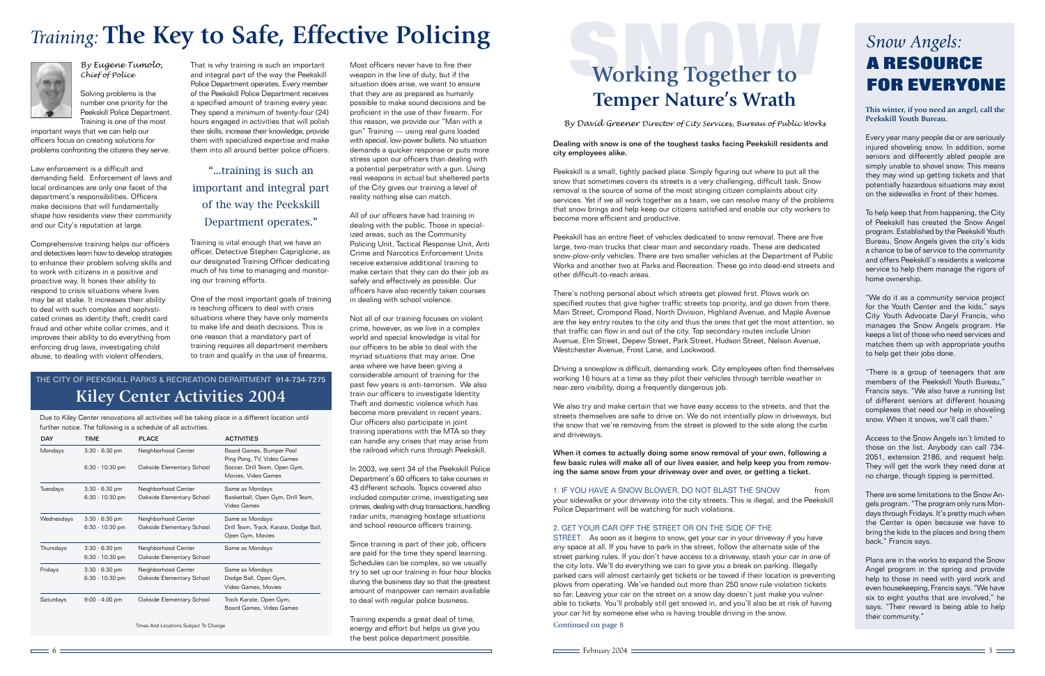# *Training:* The Key to Safe, Effective Policing

*By Eugene Tumolo, Chief of Police*

Solving problems is the number one priority for the Peekskill Police Department. Training is one of the most important ways that we can help our officers focus on creating solutions for problems confronting the citizens they serve.

Law enforcement is a difficult and demanding field. Enforcement of laws and local ordinances are only one facet of the department's responsibilities. Officers make decisions that will fundamentally shape how residents view their community and our City's reputation at large.

Comprehensive training helps our officers and detectives learn how to develop strategies to enhance their problem solving skills and to work with citizens in a positive and proactive way. It hones their ability to respond to crisis situations where lives may be at stake. It increases their ability to deal with such complex and sophisticated crimes as identity theft, credit card fraud and other white collar crimes, and it improves their ability to do everything from enforcing drug laws, investigating child abuse, to dealing with violent offenders.

That is why training is such an important and integral part of the way the Peekskill Police Department operates. Every member of the Peekskill Police Department receives a specified amount of training every year. They spend a minimum of twenty-four (24) hours engaged in activities that will polish their skills, increase their knowledge, provide them with specialized expertise and make them into all around better police officers.

> "...training is such an important and integral part of the way the Peekskill Department operates."

Training is vital enough that we have an officer, Detective Stephen Capriglione, as our designated Training Officer dedicating much of his time to managing and monitoring our training efforts.

One of the most important goals of training is teaching officers to deal with crisis situations where they have only moments to make life and death decisions. This is one reason that a mandatory part of training requires all department members to train and qualify in the use of firearms.

Most officers never have to fire their weapon in the line of duty, but if the situation does arise, we want to ensure that they are as prepared as humanly possible to make sound decisions and be proficient in the use of their firearm. For this reason, we provide our "Man with a gun" Training — using real guns loaded with special, low-power bullets. No situation demands a quicker response or puts more stress upon our officers than dealing with a potential perpetrator with a gun. Using real weapons in actual but sheltered parts of the City gives our training a level of reality nothing else can match.

All of our officers have had training in dealing with the public. Those in specialized areas, such as the Community Policing Unit, Tactical Response Unit, Anti Crime and Narcotics Enforcement Units receive extensive additional training to make certain that they can do their job as safely and effectively as possible. Our officers have also recently taken courses in dealing with school violence.

Not all of our training focuses on violent crime, however, as we live in a complex world and special knowledge is vital for our officers to be able to deal with the myriad situations that may arise. One area where we have been giving a considerable amount of training for the past few years is anti-terrorism. We also train our officers to investigate Identity Theft and domestic violence which has become more prevalent in recent years. Our officers also participate in joint training operations with the MTA so they can handle any crises that may arise from the railroad which runs through Peekskill.

In 2003, we sent 34 of the Peekskill Police Department's 60 officers to take courses in 43 different schools. Topics covered also included computer crime, investigating sex crimes, dealing with drug transactions, handling radar units, managing hostage situations and school resource officers training.

Since training is part of their job, officers are paid for the time they spend learning. Schedules can be complex, so we usually try to set up our training in four hour blocks during the business day so that the greatest amount of manpower can remain available to deal with regular police business.

Training expends a great deal of time, energy and effort but helps us give you the best police department possible.

## THE CITY OF PEEKSKILL PARKS & RECREATION DEPARTMENT 914-734-7275

## Kiley Center Activities 2004

Due to Kiley Center renovations all activities will be taking place in a different location until further notice. The following is a schedule of all activities.

| DAY | TIME | PLACE | ACTIVITIES |
|---|---|---|---|
| Mondays | 3:30 - 6:30 pm | Neighborhood Center | Board Games, Bumper Pool Ping Pong, TV, Video Games |
| | 6:30 - 10:30 pm | Oakside Elementary School | Soccer, Drill Team, Open Gym, Movies, Video Games |
| Tuesdays | 3:30 - 6:30 pm | Neighborhood Center | Same as Mondays |
| | 6:30 - 10:30 pm | Oakside Elementary School | Basketball, Open Gym, Drill Team, Video Games |
| Wednesdays | 3:30 - 6:30 pm | Neighborhood Center | Same as Mondays |
| | 6:30 - 10:30 pm | Oakside Elementary School | Drill Team, Track, Karate, Dodge Ball, Open Gym, Movies |
| Thursdays | 3:30 - 6:30 pm | Neighborhood Center | Same as Mondays |
| | 6:30 - 10:30 pm | Oakside Elementary School | |
| Fridays | 3:30 - 6:30 pm | Neighborhood Center | Same as Mondays |
| | 6:30 - 10:30 pm | Oakside Elementary School | Dodge Ball, Open Gym, Video Games, Movies |
| Saturdays | 9:00 - 4:00 pm | Oakside Elementary School | Track Karate, Open Gym, Board Games, Video Games |

Times And Locations Subject To Change

# SNOW: Working Together to Temper Nature's Wrath

*By David Greener Director of City Services, Bureau of Public Works*

**Dealing with snow is one of the toughest tasks facing Peekskill residents and city employees alike.**

Peekskill is a small, tightly packed place. Simply figuring out where to put all the snow that sometimes covers its streets is a very challenging, difficult task. Snow removal is the source of some of the most stinging citizen complaints about city services. Yet if we all work together as a team, we can resolve many of the problems that snow brings and help keep our citizens satisfied and enable our city workers to become more efficient and productive.

Peekskill has an entire fleet of vehicles dedicated to snow removal. There are five large, two-man trucks that clear main and secondary roads. These are dedicated snow-plow-only vehicles. There are two smaller vehicles at the Department of Public Works and another two at Parks and Recreation. These go into dead-end streets and other difficult-to-reach areas.

There's nothing personal about which streets get plowed first. Plows work on specified routes that give higher traffic streets top priority, and go down from there. Main Street, Crompond Road, North Division, Highland Avenue, and Maple Avenue are the key entry routes to the city and thus the ones that get the most attention, so that traffic can flow in and out of the city. Top secondary routes include Union Avenue, Elm Street, Depew Street, Park Street, Hudson Street, Nelson Avenue, Westchester Avenue, Frost Lane, and Lockwood.

Driving a snowplow is difficult, demanding work. City employees often find themselves working 16 hours at a time as they pilot their vehicles through terrible weather in near-zero visibility, doing a frequently dangerous job.

We also try and make certain that we have easy access to the streets, and that the streets themselves are safe to drive on. We do not intentially plow in driveways, but the snow that we're removing from the street is plowed to the side along the curbs and driveways.

**When it comes to actually doing some snow removal of your own, following a few basic rules will make all of our lives easier, and help keep you from removing the same snow from your driveway over and over, or getting a ticket.**

1. IF YOU HAVE A SNOW BLOWER, DO NOT BLAST THE SNOW from your sidewalks or your driveway into the city streets. This is illegal, and the Peekskill Police Department will be watching for such violations.

2. GET YOUR CAR OFF THE STREET OR ON THE SIDE OF THE STREET. As soon as it begins to snow, get your car in your driveway if you have any space at all. If you have to park in the street, follow the alternate side of the street parking rules. If you don't have access to a driveway, stash your car in one of the city lots. We'll do everything we can to give you a break on parking. Illegally parked cars will almost certainly get tickets or be towed if their location is preventing plows from operating. We've handed out more than 250 snow rule violation tickets so far. Leaving your car on the street on a snow day doesn't just make you vulnerable to tickets. You'll probably still get snowed in, and you'll also be at risk of having your car hit by someone else who is having trouble driving in the snow.

Continued on page 8

# *Snow Angels:* A RESOURCE FOR EVERYONE

**This winter, if you need an angel, call the Peekskill Youth Bureau.**

Every year many people die or are seriously injured shoveling snow. In addition, some seniors and differently abled people are simply unable to shovel snow. This means they may wind up getting tickets and that potentially hazardous situations may exist on the sidewalks in front of their homes.

To help keep that from happening, the City of Peekskill has created the Snow Angel program. Established by the Peekskill Youth Bureau, Snow Angels gives the city's kids a chance to be of service to the community and offers Peekskill's residents a welcome service to help them manage the rigors of home ownership.

"We do it as a community service project for the Youth Center and the kids," says City Youth Advocate Daryl Francis, who manages the Snow Angels program. He keeps a list of those who need services and matches them up with appropriate youths to help get their jobs done.

"There is a group of teenagers that are members of the Peekskill Youth Bureau," Francis says. "We also have a running list of different seniors at different housing complexes that need our help in shoveling snow. When it snows, we'll call them."

Access to the Snow Angels isn't limited to those on the list. Anybody can call 734-2051, extension 2186, and request help. They will get the work they need done at no charge, though tipping is permitted.

There are some limitations to the Snow Angels program. "The program only runs Mondays through Fridays. It's pretty much when the Center is open because we have to bring the kids to the places and bring them back," Francis says.

Plans are in the works to expand the Snow Angel program in the spring and provide help to those in need with yard work and even housekeeping, Francis says. "We have six to eight youths that are involved," he says. "Their reward is being able to help their community."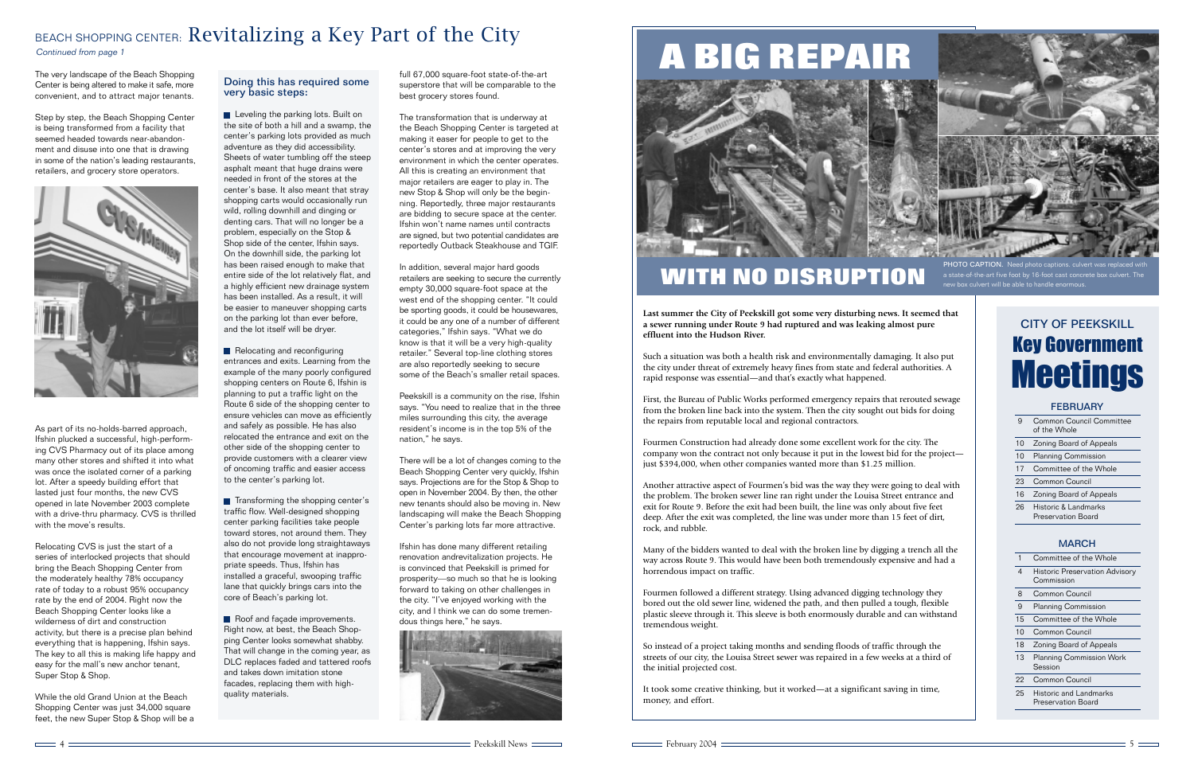# BEACH SHOPPING CENTER: Revitalizing a Key Part of the City

*Continued from page 1*

The very landscape of the Beach Shopping Center is being altered to make it safe, more convenient, and to attract major tenants.

Step by step, the Beach Shopping Center is being transformed from a facility that seemed headed towards near-abandonment and disuse into one that is drawing in some of the nation's leading restaurants, retailers, and grocery store operators.

As part of its no-holds-barred approach, Ifshin plucked a successful, high-performing CVS Pharmacy out of its place among many other stores and shifted it into what was once the isolated corner of a parking lot. After a speedy building effort that lasted just four months, the new CVS opened in late November 2003 complete with a drive-thru pharmacy. CVS is thrilled with the move's results.

Relocating CVS is just the start of a series of interlocked projects that should bring the Beach Shopping Center from the moderately healthy 78% occupancy rate of today to a robust 95% occupancy rate by the end of 2004. Right now the Beach Shopping Center looks like a wilderness of dirt and construction activity, but there is a precise plan behind everything that is happening, Ifshin says. The key to all this is making life happy and easy for the mall's new anchor tenant, Super Stop & Shop.

While the old Grand Union at the Beach Shopping Center was just 34,000 square feet, the new Super Stop & Shop will be a full 67,000 square-foot state-of-the-art superstore that will be comparable to the best grocery stores found.

### Doing this has required some very basic steps:

- **Leveling the parking lots.** Built on the site of both a hill and a swamp, the center's parking lots provided as much adventure as they did accessibility. Sheets of water tumbling off the steep asphalt meant that huge drains were needed in front of the stores at the center's base. It also meant that stray shopping carts would occasionally run wild, rolling downhill and dinging or denting cars. That will no longer be a problem, especially on the Stop & Shop side of the center, Ifshin says. On the downhill side, the parking lot has been raised enough to make that entire side of the lot relatively flat, and a highly efficient new drainage system has been installed. As a result, it will be easier to maneuver shopping carts on the parking lot than ever before, and the lot itself will be dryer.

- **Relocating and reconfiguring entrances and exits.** Learning from the example of the many poorly configured shopping centers on Route 6, Ifshin is planning to put a traffic light on the Route 6 side of the shopping center to ensure vehicles can move as efficiently and safely as possible. He has also relocated the entrance and exit on the other side of the shopping center to provide customers with a clearer view of oncoming traffic and easier access to the center's parking lot.

- **Transforming the shopping center's traffic flow.** Well-designed shopping center parking facilities take people toward stores, not around them. They also do not provide long straightaways that encourage movement at inappropriate speeds. Thus, Ifshin has installed a graceful, swooping traffic lane that quickly brings cars into the core of Beach's parking lot.

- **Roof and façade improvements.** Right now, at best, the Beach Shopping Center looks somewhat shabby. That will change in the coming year, as DLC replaces faded and tattered roofs and takes down imitation stone facades, replacing them with high-quality materials.

The transformation that is underway at the Beach Shopping Center is targeted at making it easier for people to get to the center's stores and at improving the very environment in which the center operates. All this is creating an environment that major retailers are eager to play in. The new Stop & Shop will only be the beginning. Reportedly, three major restaurants are bidding to secure space at the center. Ifshin won't name names until contracts are signed, but two potential candidates are reportedly Outback Steakhouse and TGIF.

In addition, several major hard goods retailers are seeking to secure the currently empty 30,000 square-foot space at the west end of the shopping center. "It could be sporting goods, it could be housewares, it could be any one of a number of different categories," Ifshin says. "What we do know is that it will be a very high-quality retailer." Several top-line clothing stores are also reportedly seeking to secure some of the Beach's smaller retail spaces.

Peekskill is a community on the rise, Ifshin says. "You need to realize that in the three miles surrounding this city, the average resident's income is in the top 5% of the nation," he says.

There will be a lot of changes coming to the Beach Shopping Center very quickly, Ifshin says. Projections are for the Stop & Shop to open in November 2004. By then, the other new tenants should also be moving in. New landscaping will make the Beach Shopping Center's parking lots far more attractive.

Ifshin has done many different retailing renovation andrevitalization projects. He is convinced that Peekskill is primed for prosperity—so much so that he is looking forward to taking on other challenges in the city. "I've enjoyed working with the city, and I think we can do some tremendous things here," he says.

# A BIG REPAIR WITH NO DISRUPTION

PHOTO CAPTION. Need photo captions. culvert was replaced with a state-of-the-art five foot by 16-foot cast concrete box culvert. The new box culvert will be able to handle enormous.

**Last summer the City of Peekskill got some very disturbing news. It seemed that a sewer running under Route 9 had ruptured and was leaking almost pure effluent into the Hudson River.**

Such a situation was both a health risk and environmentally damaging. It also put the city under threat of extremely heavy fines from state and federal authorities. A rapid response was essential—and that's exactly what happened.

First, the Bureau of Public Works performed emergency repairs that rerouted sewage from the broken line back into the system. Then the city sought out bids for doing the repairs from reputable local and regional contractors.

Fourmen Construction had already done some excellent work for the city. The company won the contract not only because it put in the lowest bid for the project—just $394,000, when other companies wanted more than $1.25 million.

Another attractive aspect of Fourmen's bid was the way they were going to deal with the problem. The broken sewer line ran right under the Louisa Street entrance and exit for Route 9. Before the exit had been built, the line was only about five feet deep. After the exit was completed, the line was under more than 15 feet of dirt, rock, and rubble.

Many of the bidders wanted to deal with the broken line by digging a trench all the way across Route 9. This would have been both tremendously expensive and had a horrendous impact on traffic.

Fourmen followed a different strategy. Using advanced digging technology they bored out the old sewer line, widened the path, and then pulled a tough, flexible plastic sleeve through it. This sleeve is both enormously durable and can withstand tremendous weight.

So instead of a project taking months and sending floods of traffic through the streets of our city, the Louisa Street sewer was repaired in a few weeks at a third of the initial projected cost.

It took some creative thinking, but it worked—at a significant saving in time, money, and effort.

## CITY OF PEEKSKILL Key Government Meetings

### FEBRUARY

| | |
|---|---|
| 9 | Common Council Committee of the Whole |
| 10 | Zoning Board of Appeals |
| 10 | Planning Commission |
| 17 | Committee of the Whole |
| 23 | Common Council |
| 16 | Zoning Board of Appeals |
| 26 | Historic & Landmarks Preservation Board |

### MARCH

| | |
|---|---|
| 1 | Committee of the Whole |
| 4 | Historic Preservation Advisory Commission |
| 8 | Common Council |
| 9 | Planning Commission |
| 15 | Committee of the Whole |
| 10 | Common Council |
| 18 | Zoning Board of Appeals |
| 13 | Planning Commission Work Session |
| 22 | Common Council |
| 25 | Historic and Landmarks Preservation Board |